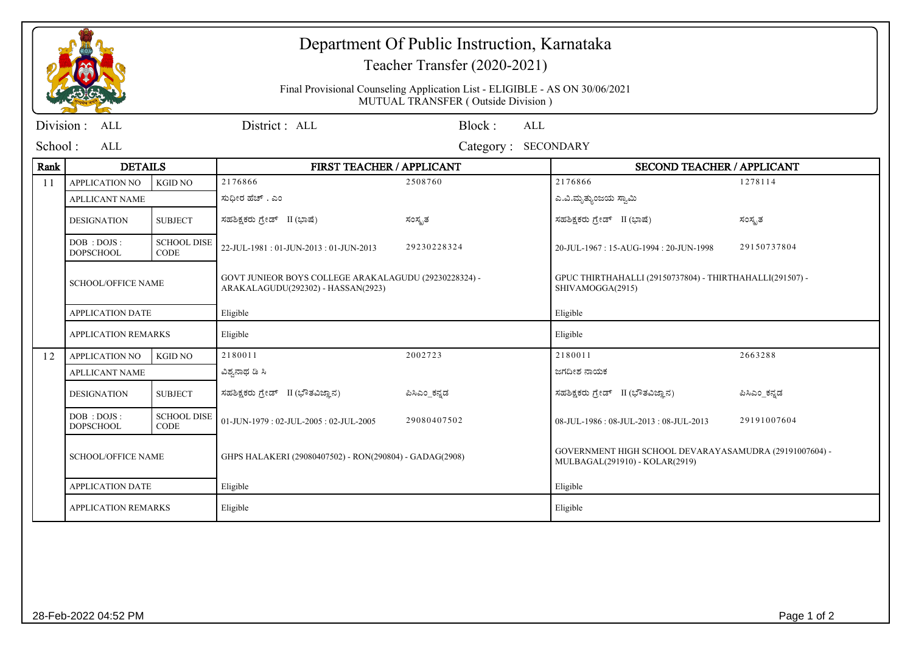# Department Of Public Instruction, Karnataka

Teacher Transfer (2020-2021)

Final Provisional Counseling Application List - ELIGIBLE - AS ON 30/06/2021
MUTUAL TRANSFER ( Outside Division )

Division : ALL    District : ALL    Block : ALL

School : ALL    Category : SECONDARY

| Rank | DETAILS | | FIRST TEACHER / APPLICANT | | SECOND TEACHER / APPLICANT | |
|---|---|---|---|---|---|---|
| 11 | APPLICATION NO | KGID NO | 2176866 | 2508760 | 2176866 | 1278114 |
| | APLLICANT NAME | | ಸುಧೀರ ಹೆಚ್ . ಎಂ | | ಎ.ವಿ.ಮೃತ್ಯುಂಜಯ ಸ್ವಾಮಿ | |
| | DESIGNATION | SUBJECT | ಸಹಶಿಕ್ಷಕರು ಗ್ರೇಡ್ II (ಭಾಷೆ) | ಸಂಸ್ಕೃತ | ಸಹಶಿಕ್ಷಕರು ಗ್ರೇಡ್ II (ಭಾಷೆ) | ಸಂಸ್ಕೃತ |
| | DOB : DOJS : DOPSCHOOL | SCHOOL DISE CODE | 22-JUL-1981 : 01-JUN-2013 : 01-JUN-2013 | 29230228324 | 20-JUL-1967 : 15-AUG-1994 : 20-JUN-1998 | 29150737804 |
| | SCHOOL/OFFICE NAME | | GOVT JUNIEOR BOYS COLLEGE ARAKALAGUDU (29230228324) - ARAKALAGUDU(292302) - HASSAN(2923) | | GPUC THIRTHAHALLI (29150737804) - THIRTHAHALLI(291507) - SHIVAMOGGA(2915) | |
| | APPLICATION DATE | | Eligible | | Eligible | |
| | APPLICATION REMARKS | | Eligible | | Eligible | |
| 12 | APPLICATION NO | KGID NO | 2180011 | 2002723 | 2180011 | 2663288 |
| | APLLICANT NAME | | ವಿಶ್ವನಾಥ ಡಿ ಸಿ | | ಜಗದೀಶ ನಾಯಕ | |
| | DESIGNATION | SUBJECT | ಸಹಶಿಕ್ಷಕರು ಗ್ರೇಡ್ II (ಭೌತವಿಜ್ಞಾನ) | ಪಿಸಿಎಂ_ಕನ್ನಡ | ಸಹಶಿಕ್ಷಕರು ಗ್ರೇಡ್ II (ಭೌತವಿಜ್ಞಾನ) | ಪಿಸಿಎಂ_ಕನ್ನಡ |
| | DOB : DOJS : DOPSCHOOL | SCHOOL DISE CODE | 01-JUN-1979 : 02-JUL-2005 : 02-JUL-2005 | 29080407502 | 08-JUL-1986 : 08-JUL-2013 : 08-JUL-2013 | 29191007604 |
| | SCHOOL/OFFICE NAME | | GHPS HALAKERI (29080407502) - RON(290804) - GADAG(2908) | | GOVERNMENT HIGH SCHOOL DEVARAYASAMUDRA (29191007604) - MULBAGAL(291910) - KOLAR(2919) | |
| | APPLICATION DATE | | Eligible | | Eligible | |
| | APPLICATION REMARKS | | Eligible | | Eligible | |

28-Feb-2022 04:52 PM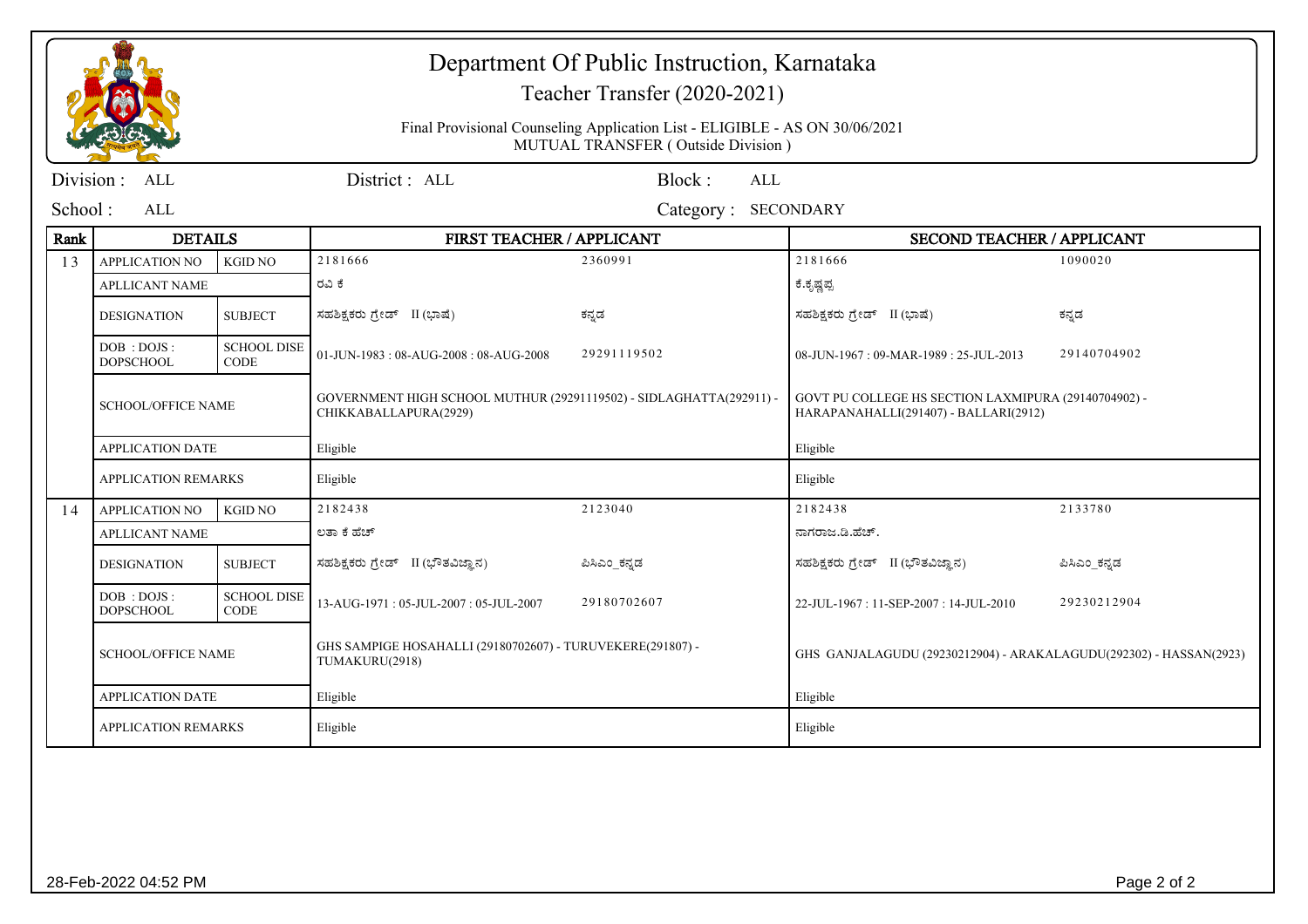# Department Of Public Instruction, Karnataka

Teacher Transfer (2020-2021)

Final Provisional Counseling Application List - ELIGIBLE - AS ON 30/06/2021
MUTUAL TRANSFER ( Outside Division )

Division : ALL | District : ALL | Block : ALL

School : ALL | Category : SECONDARY

| Rank | DETAILS | | FIRST TEACHER / APPLICANT | | SECOND TEACHER / APPLICANT | |
|---|---|---|---|---|---|---|
| 13 | APPLICATION NO | KGID NO | 2181666 | 2360991 | 2181666 | 1090020 |
| | APLLICANT NAME | | ರವಿ ಕೆ | | ಕೆ.ಕೃಷ್ಣಪ್ಪ | |
| | DESIGNATION | SUBJECT | ಸಹಶಿಕ್ಷಕರು ಗ್ರೇಡ್ II (ಭಾಷೆ) | ಕನ್ನಡ | ಸಹಶಿಕ್ಷಕರು ಗ್ರೇಡ್ II (ಭಾಷೆ) | ಕನ್ನಡ |
| | DOB : DOJS : DOPSCHOOL | SCHOOL DISE CODE | 01-JUN-1983 : 08-AUG-2008 : 08-AUG-2008 | 29291119502 | 08-JUN-1967 : 09-MAR-1989 : 25-JUL-2013 | 29140704902 |
| | SCHOOL/OFFICE NAME | | GOVERNMENT HIGH SCHOOL MUTHUR (29291119502) - SIDLAGHATTA(292911) - CHIKKABALLAPURA(2929) | | GOVT PU COLLEGE HS SECTION LAXMIPURA (29140704902) - HARAPANAHALLI(291407) - BALLARI(2912) | |
| | APPLICATION DATE | | Eligible | | Eligible | |
| | APPLICATION REMARKS | | Eligible | | Eligible | |
| 14 | APPLICATION NO | KGID NO | 2182438 | 2123040 | 2182438 | 2133780 |
| | APLLICANT NAME | | ಲತಾ ಕೆ ಹೆಚ್ | | ನಾಗರಾಜ.ಡಿ.ಹೆಚ್. | |
| | DESIGNATION | SUBJECT | ಸಹಶಿಕ್ಷಕರು ಗ್ರೇಡ್ II (ಭೌತವಿಜ್ಞಾನ) | ಪಿಸಿಎಂ_ಕನ್ನಡ | ಸಹಶಿಕ್ಷಕರು ಗ್ರೇಡ್ II (ಭೌತವಿಜ್ಞಾನ) | ಪಿಸಿಎಂ_ಕನ್ನಡ |
| | DOB : DOJS : DOPSCHOOL | SCHOOL DISE CODE | 13-AUG-1971 : 05-JUL-2007 : 05-JUL-2007 | 29180702607 | 22-JUL-1967 : 11-SEP-2007 : 14-JUL-2010 | 29230212904 |
| | SCHOOL/OFFICE NAME | | GHS SAMPIGE HOSAHALLI (29180702607) - TURUVEKERE(291807) - TUMAKURU(2918) | | GHS GANJALAGUDU (29230212904) - ARAKALAGUDU(292302) - HASSAN(2923) | |
| | APPLICATION DATE | | Eligible | | Eligible | |
| | APPLICATION REMARKS | | Eligible | | Eligible | |

28-Feb-2022 04:52 PM